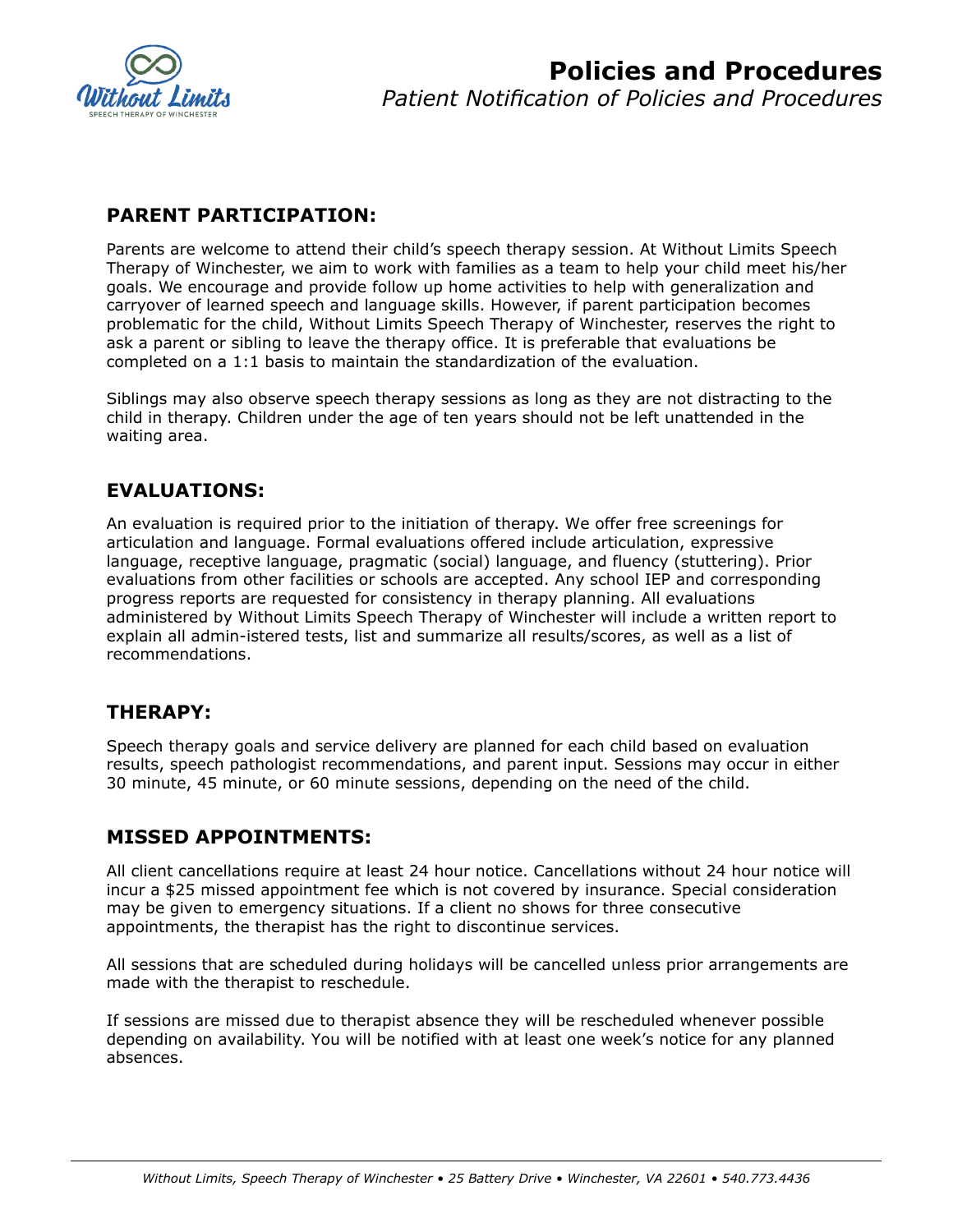# Policies and Procedures

*Patient Notification of Policies and Procedures*

## PARENT PARTICIPATION:

Parents are welcome to attend their child's speech therapy session. At Without Limits Speech Therapy of Winchester, we aim to work with families as a team to help your child meet his/her goals. We encourage and provide follow up home activities to help with generalization and carryover of learned speech and language skills. However, if parent participation becomes problematic for the child, Without Limits Speech Therapy of Winchester, reserves the right to ask a parent or sibling to leave the therapy office. It is preferable that evaluations be completed on a 1:1 basis to maintain the standardization of the evaluation.

Siblings may also observe speech therapy sessions as long as they are not distracting to the child in therapy. Children under the age of ten years should not be left unattended in the waiting area.

## EVALUATIONS:

An evaluation is required prior to the initiation of therapy. We offer free screenings for articulation and language. Formal evaluations offered include articulation, expressive language, receptive language, pragmatic (social) language, and fluency (stuttering). Prior evaluations from other facilities or schools are accepted. Any school IEP and corresponding progress reports are requested for consistency in therapy planning. All evaluations administered by Without Limits Speech Therapy of Winchester will include a written report to explain all admin-istered tests, list and summarize all results/scores, as well as a list of recommendations.

## THERAPY:

Speech therapy goals and service delivery are planned for each child based on evaluation results, speech pathologist recommendations, and parent input. Sessions may occur in either 30 minute, 45 minute, or 60 minute sessions, depending on the need of the child.

## MISSED APPOINTMENTS:

All client cancellations require at least 24 hour notice. Cancellations without 24 hour notice will incur a $25 missed appointment fee which is not covered by insurance. Special consideration may be given to emergency situations. If a client no shows for three consecutive appointments, the therapist has the right to discontinue services.

All sessions that are scheduled during holidays will be cancelled unless prior arrangements are made with the therapist to reschedule.

If sessions are missed due to therapist absence they will be rescheduled whenever possible depending on availability. You will be notified with at least one week's notice for any planned absences.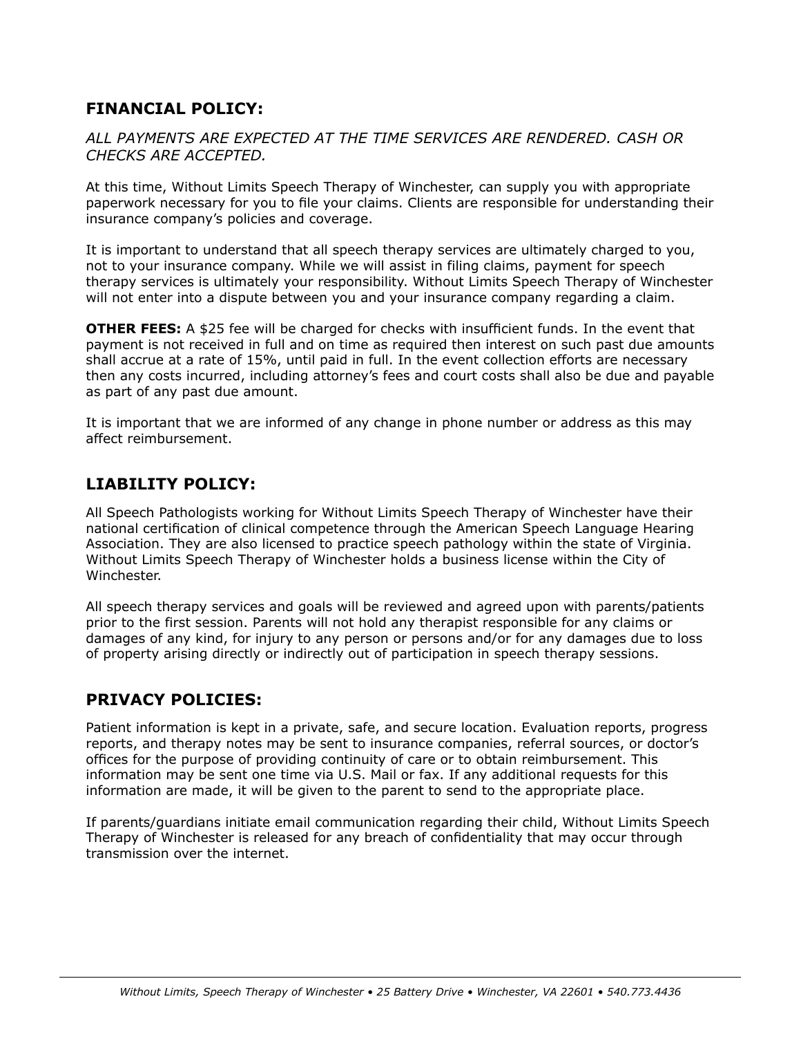## FINANCIAL POLICY:

*ALL PAYMENTS ARE EXPECTED AT THE TIME SERVICES ARE RENDERED. CASH OR CHECKS ARE ACCEPTED.*

At this time, Without Limits Speech Therapy of Winchester, can supply you with appropriate paperwork necessary for you to file your claims. Clients are responsible for understanding their insurance company's policies and coverage.

It is important to understand that all speech therapy services are ultimately charged to you, not to your insurance company. While we will assist in filing claims, payment for speech therapy services is ultimately your responsibility. Without Limits Speech Therapy of Winchester will not enter into a dispute between you and your insurance company regarding a claim.

**OTHER FEES:** A $25 fee will be charged for checks with insufficient funds. In the event that payment is not received in full and on time as required then interest on such past due amounts shall accrue at a rate of 15%, until paid in full. In the event collection efforts are necessary then any costs incurred, including attorney's fees and court costs shall also be due and payable as part of any past due amount.

It is important that we are informed of any change in phone number or address as this may affect reimbursement.

## LIABILITY POLICY:

All Speech Pathologists working for Without Limits Speech Therapy of Winchester have their national certification of clinical competence through the American Speech Language Hearing Association. They are also licensed to practice speech pathology within the state of Virginia. Without Limits Speech Therapy of Winchester holds a business license within the City of Winchester.

All speech therapy services and goals will be reviewed and agreed upon with parents/patients prior to the first session. Parents will not hold any therapist responsible for any claims or damages of any kind, for injury to any person or persons and/or for any damages due to loss of property arising directly or indirectly out of participation in speech therapy sessions.

## PRIVACY POLICIES:

Patient information is kept in a private, safe, and secure location. Evaluation reports, progress reports, and therapy notes may be sent to insurance companies, referral sources, or doctor's offices for the purpose of providing continuity of care or to obtain reimbursement. This information may be sent one time via U.S. Mail or fax. If any additional requests for this information are made, it will be given to the parent to send to the appropriate place.

If parents/guardians initiate email communication regarding their child, Without Limits Speech Therapy of Winchester is released for any breach of confidentiality that may occur through transmission over the internet.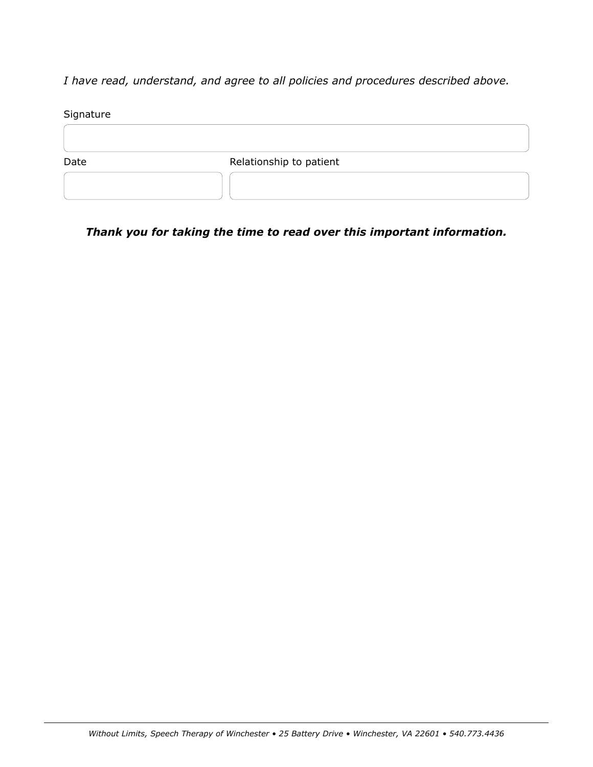*I have read, understand, and agree to all policies and procedures described above.*

Signature

Date

Relationship to patient

***Thank you for taking the time to read over this important information.***